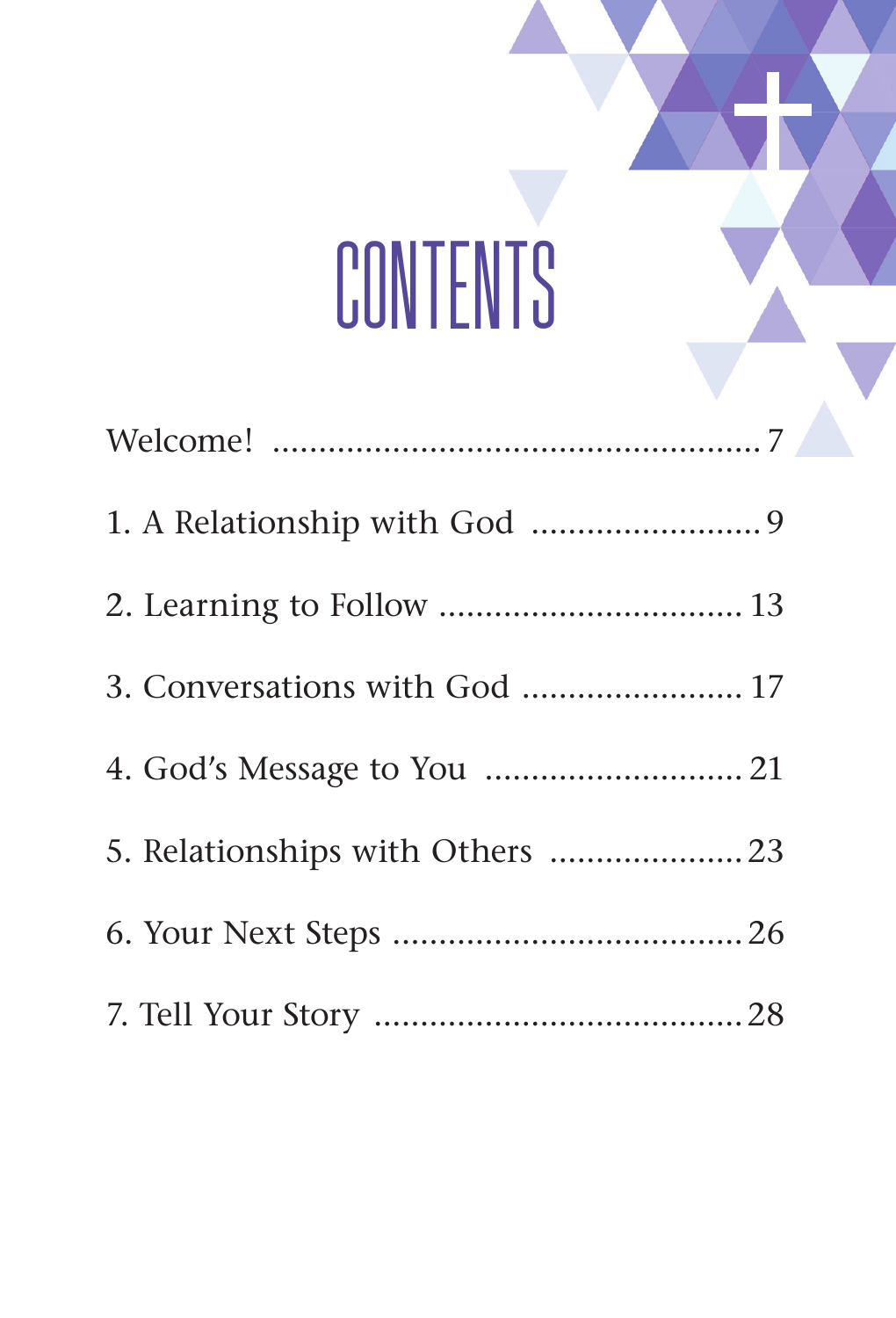# CONTENTS

Welcome! ..................................................... 7

1. A Relationship with God ......................... 9

2. Learning to Follow ................................ 13

3. Conversations with God ........................ 17

4. God's Message to You ............................ 21

5. Relationships with Others ..................... 23

6. Your Next Steps ..................................... 26

7. Tell Your Story ....................................... 28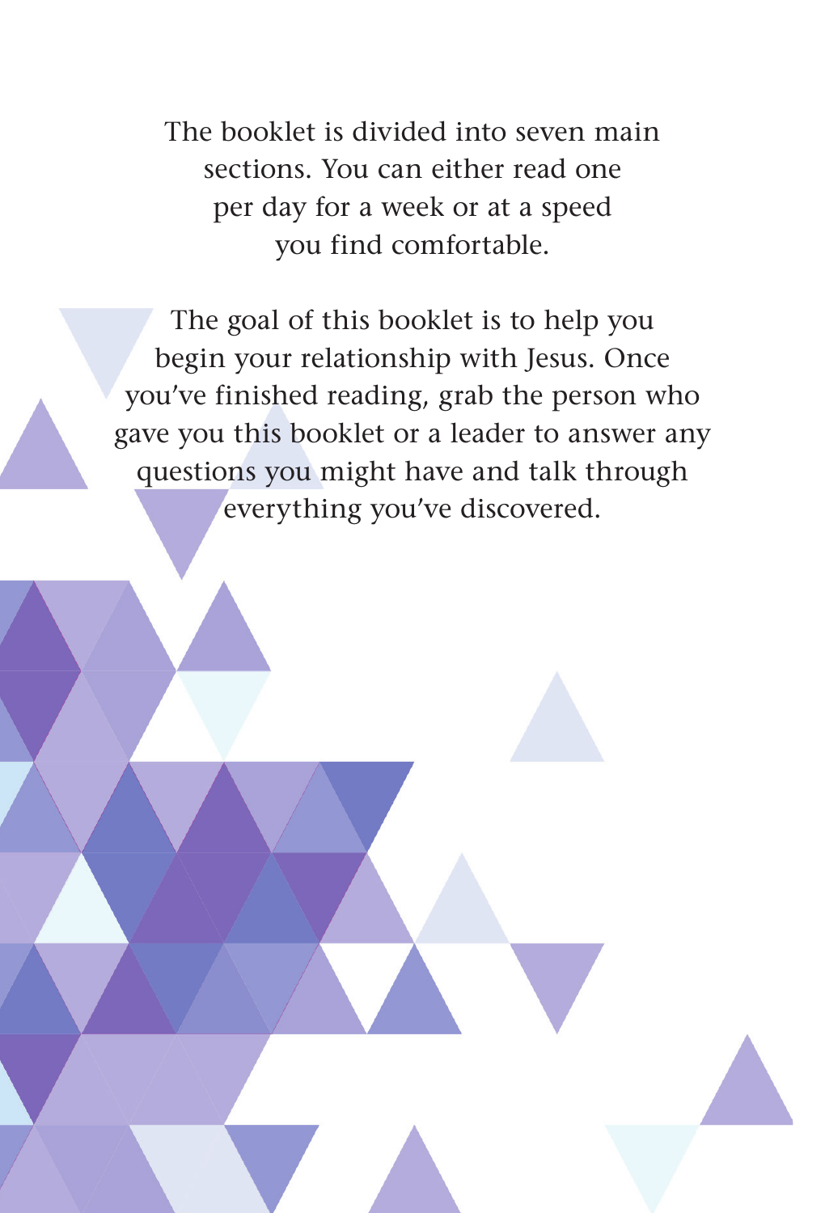The booklet is divided into seven main sections. You can either read one per day for a week or at a speed you find comfortable.

The goal of this booklet is to help you begin your relationship with Jesus. Once you've finished reading, grab the person who gave you this booklet or a leader to answer any questions you might have and talk through everything you've discovered.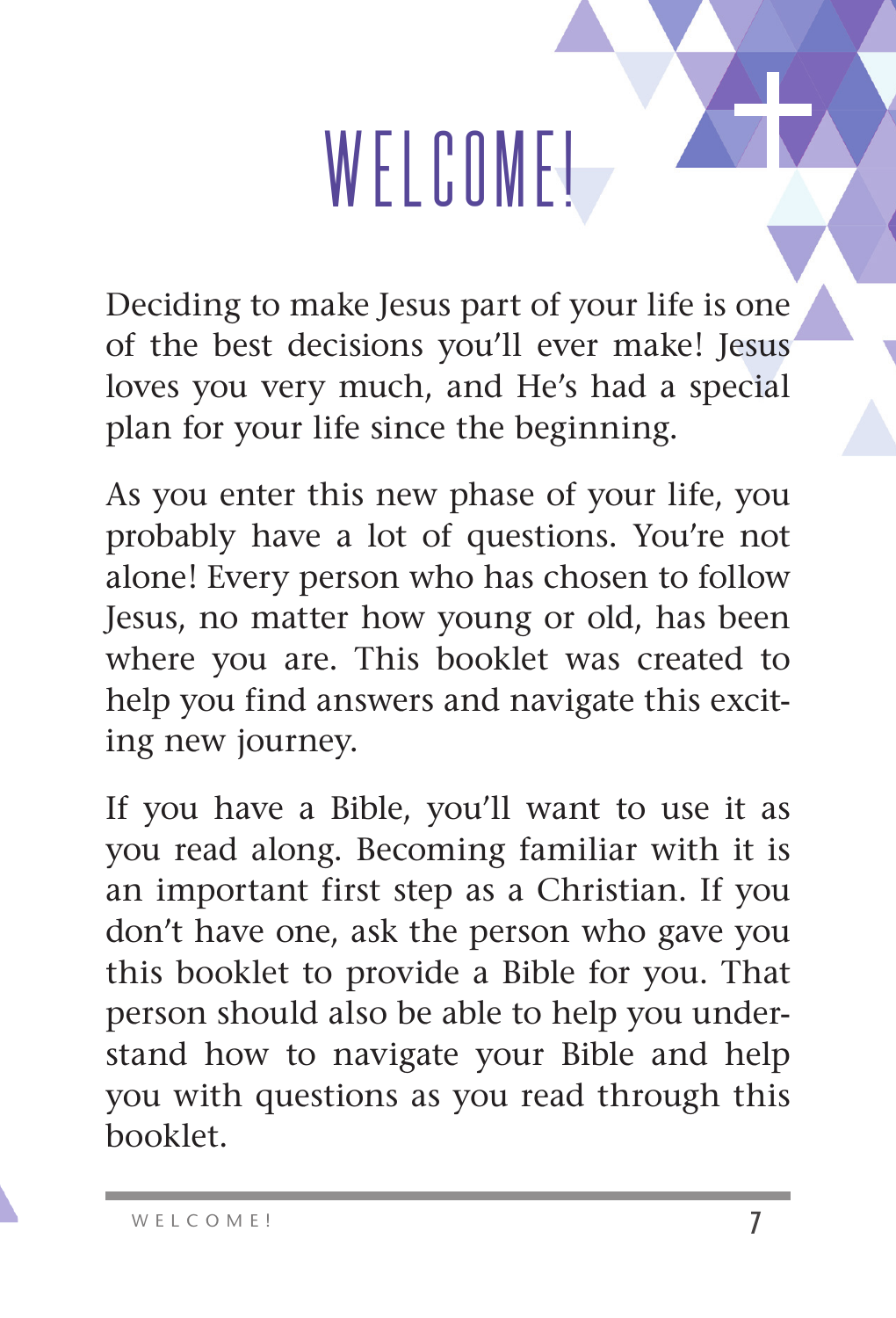# WELCOME!

Deciding to make Jesus part of your life is one of the best decisions you'll ever make! Jesus loves you very much, and He's had a special plan for your life since the beginning.

As you enter this new phase of your life, you probably have a lot of questions. You're not alone! Every person who has chosen to follow Jesus, no matter how young or old, has been where you are. This booklet was created to help you find answers and navigate this exciting new journey.

If you have a Bible, you'll want to use it as you read along. Becoming familiar with it is an important first step as a Christian. If you don't have one, ask the person who gave you this booklet to provide a Bible for you. That person should also be able to help you understand how to navigate your Bible and help you with questions as you read through this booklet.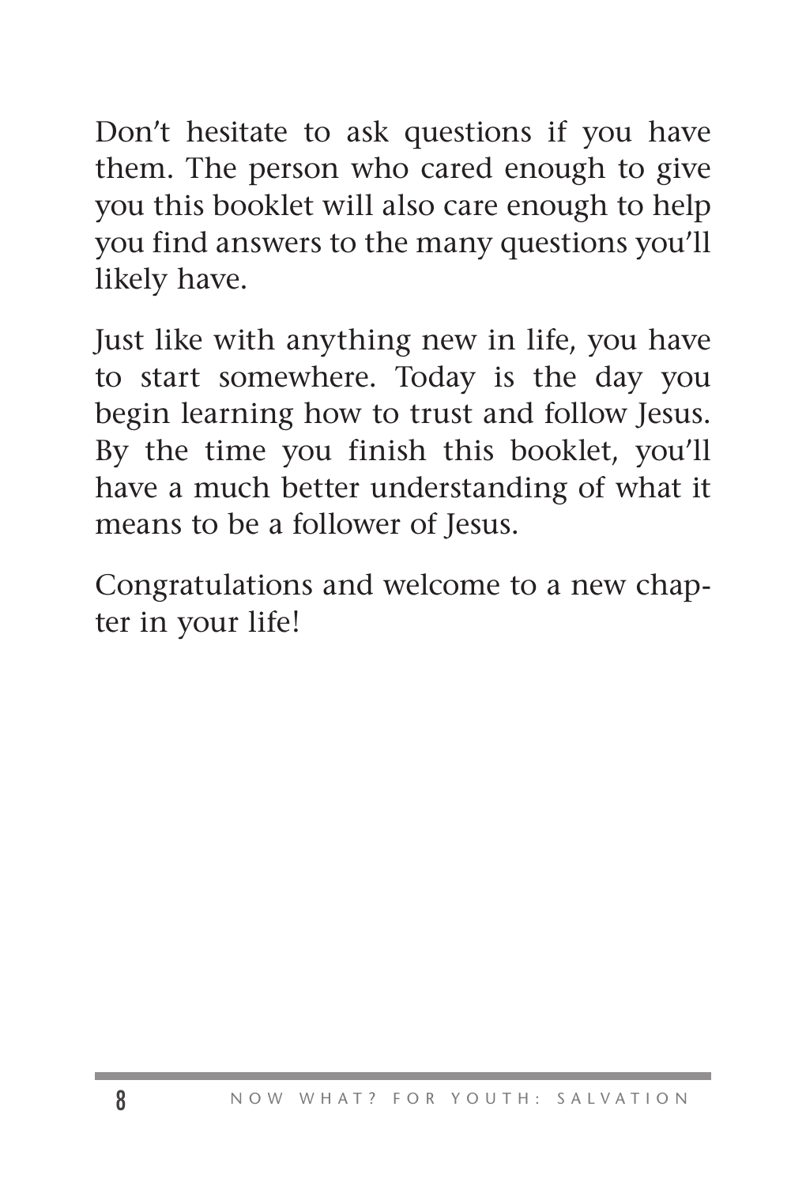Don't hesitate to ask questions if you have them. The person who cared enough to give you this booklet will also care enough to help you find answers to the many questions you'll likely have.

Just like with anything new in life, you have to start somewhere. Today is the day you begin learning how to trust and follow Jesus. By the time you finish this booklet, you'll have a much better understanding of what it means to be a follower of Jesus.

Congratulations and welcome to a new chapter in your life!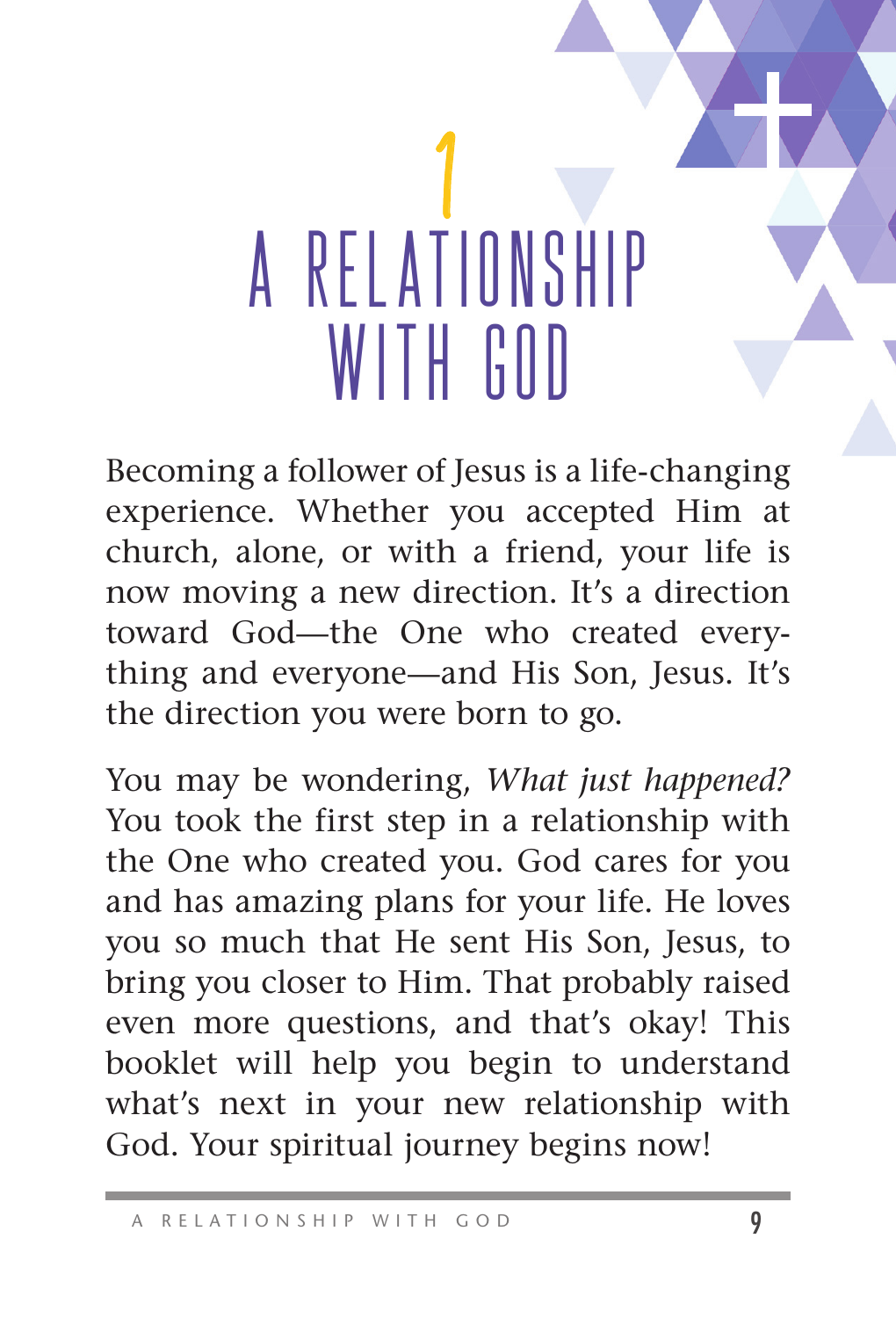# 1
# A RELATIONSHIP WITH GOD

Becoming a follower of Jesus is a life-changing experience. Whether you accepted Him at church, alone, or with a friend, your life is now moving a new direction. It's a direction toward God—the One who created everything and everyone—and His Son, Jesus. It's the direction you were born to go.

You may be wondering, *What just happened?* You took the first step in a relationship with the One who created you. God cares for you and has amazing plans for your life. He loves you so much that He sent His Son, Jesus, to bring you closer to Him. That probably raised even more questions, and that's okay! This booklet will help you begin to understand what's next in your new relationship with God. Your spiritual journey begins now!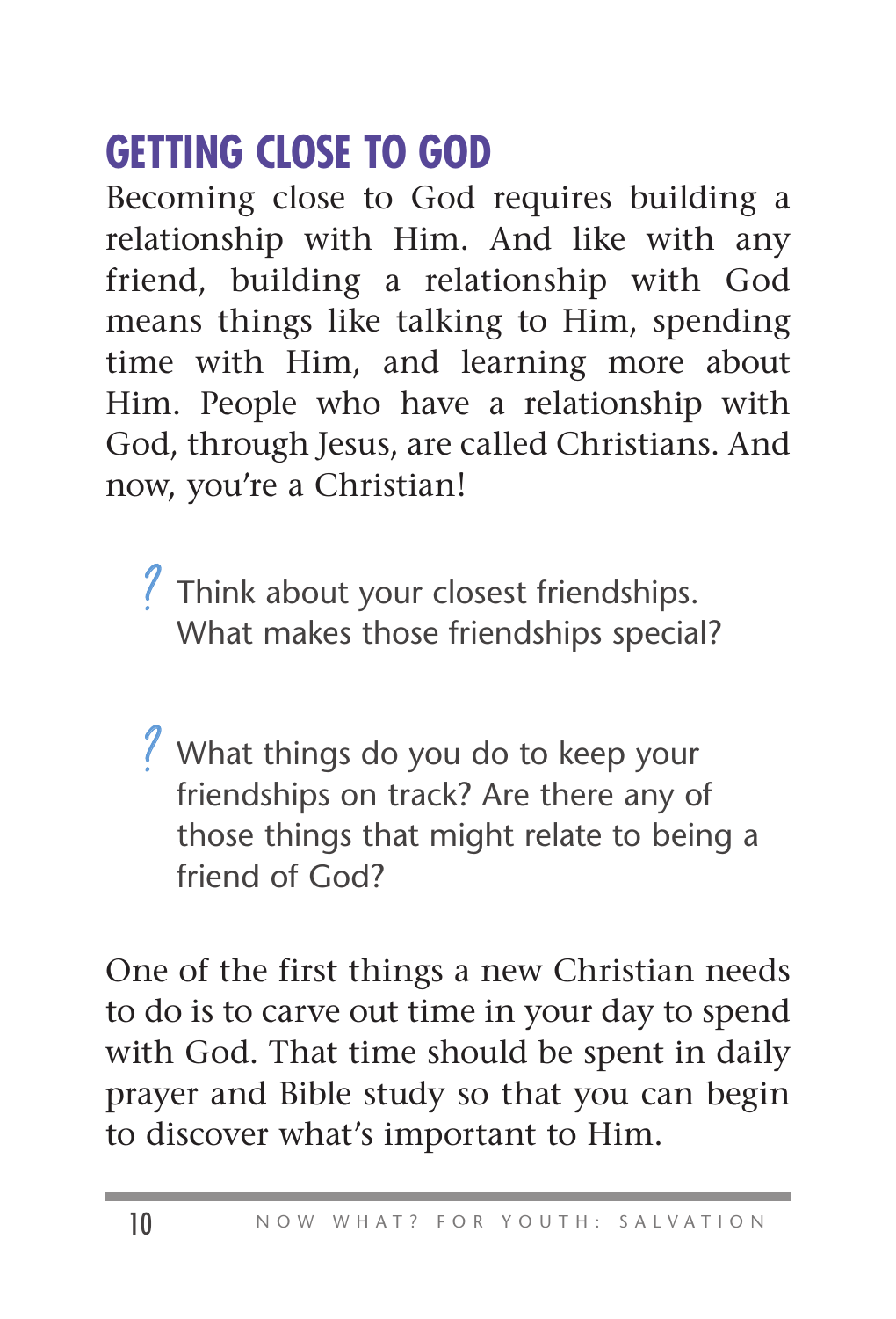## GETTING CLOSE TO GOD

Becoming close to God requires building a relationship with Him. And like with any friend, building a relationship with God means things like talking to Him, spending time with Him, and learning more about Him. People who have a relationship with God, through Jesus, are called Christians. And now, you're a Christian!

? Think about your closest friendships. What makes those friendships special?

? What things do you do to keep your friendships on track? Are there any of those things that might relate to being a friend of God?

One of the first things a new Christian needs to do is to carve out time in your day to spend with God. That time should be spent in daily prayer and Bible study so that you can begin to discover what's important to Him.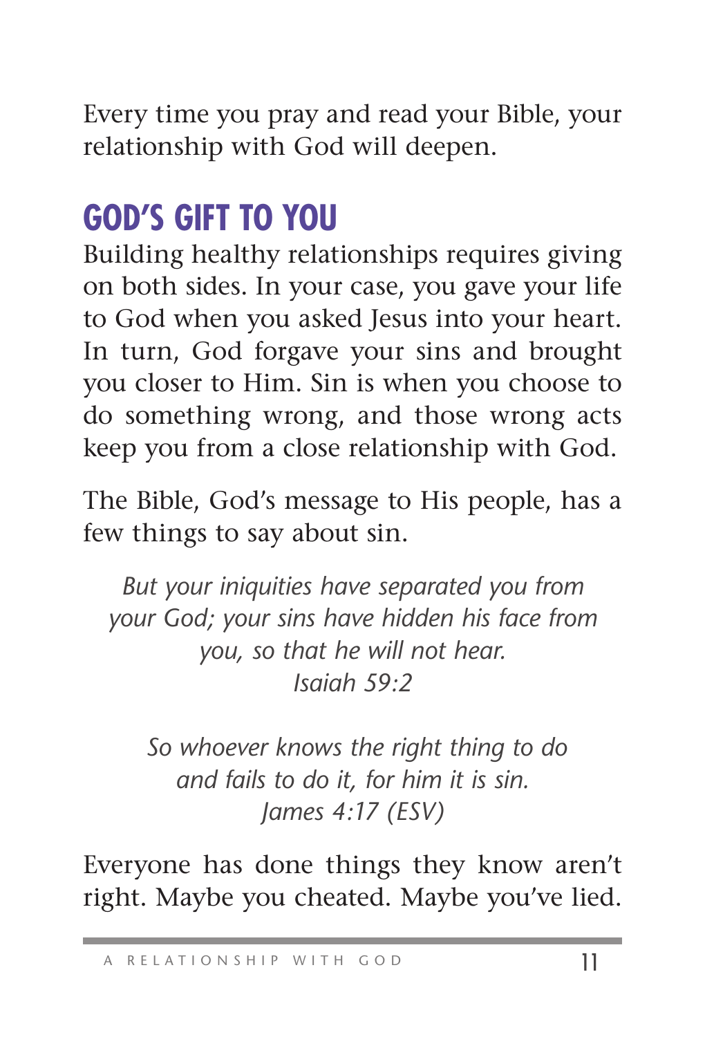Every time you pray and read your Bible, your relationship with God will deepen.

## GOD'S GIFT TO YOU

Building healthy relationships requires giving on both sides. In your case, you gave your life to God when you asked Jesus into your heart. In turn, God forgave your sins and brought you closer to Him. Sin is when you choose to do something wrong, and those wrong acts keep you from a close relationship with God.

The Bible, God's message to His people, has a few things to say about sin.

*But your iniquities have separated you from your God; your sins have hidden his face from you, so that he will not hear.*
*Isaiah 59:2*

*So whoever knows the right thing to do and fails to do it, for him it is sin.*
*James 4:17 (ESV)*

Everyone has done things they know aren't right. Maybe you cheated. Maybe you've lied.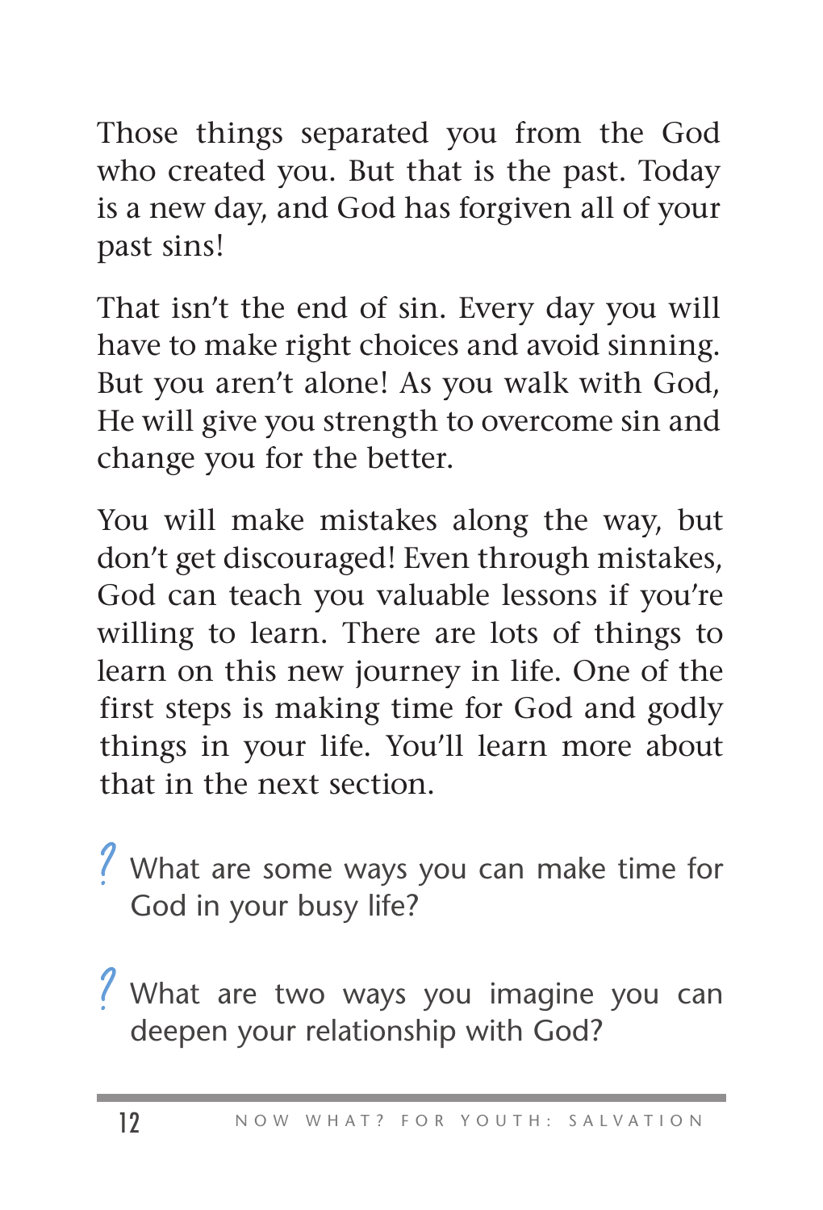Those things separated you from the God who created you. But that is the past. Today is a new day, and God has forgiven all of your past sins!

That isn't the end of sin. Every day you will have to make right choices and avoid sinning. But you aren't alone! As you walk with God, He will give you strength to overcome sin and change you for the better.

You will make mistakes along the way, but don't get discouraged! Even through mistakes, God can teach you valuable lessons if you're willing to learn. There are lots of things to learn on this new journey in life. One of the first steps is making time for God and godly things in your life. You'll learn more about that in the next section.

? What are some ways you can make time for God in your busy life?

? What are two ways you imagine you can deepen your relationship with God?